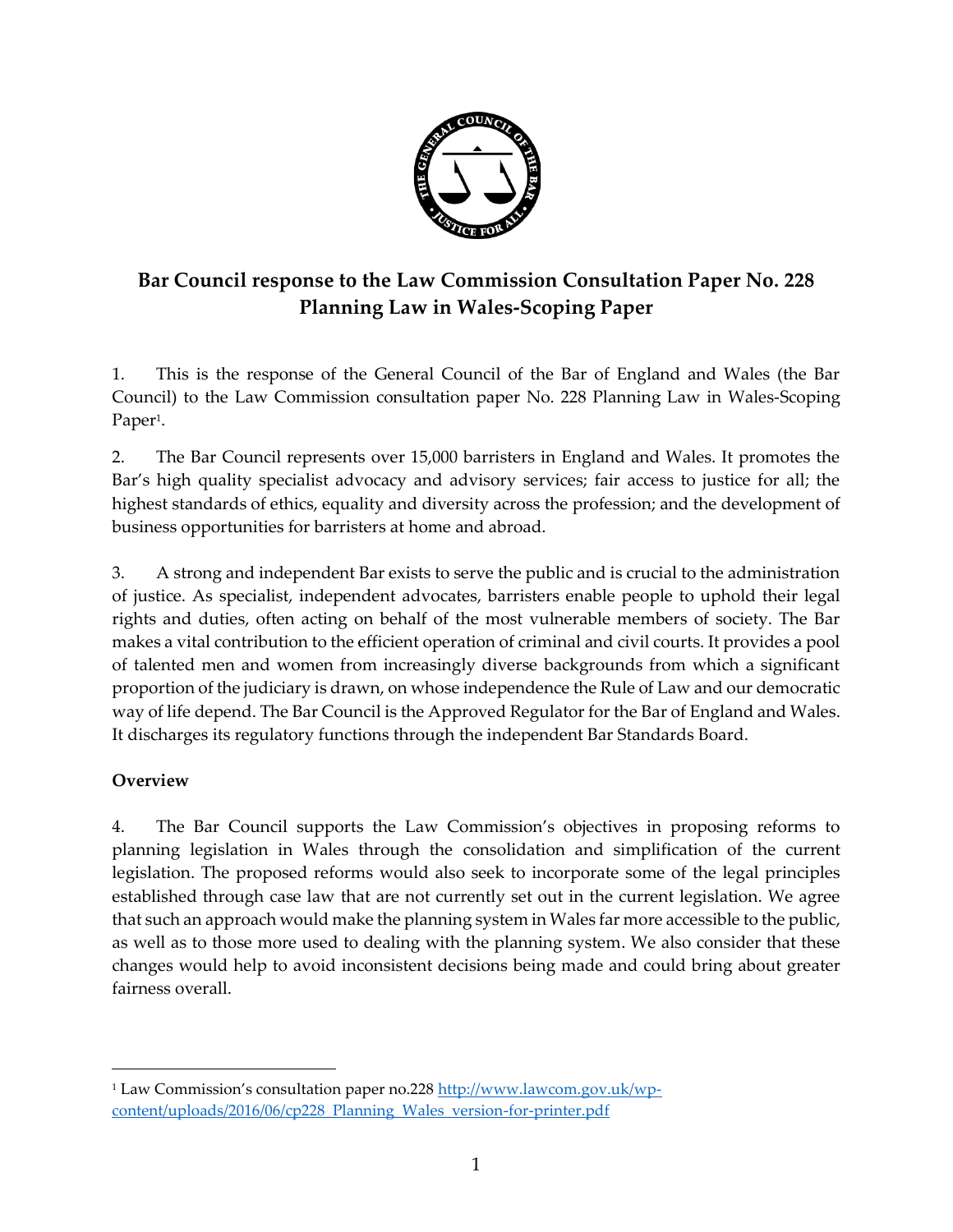# Bar Council response to the Law Commission Consultation Paper No. 228 Planning Law in Wales-Scoping Paper

1. This is the response of the General Council of the Bar of England and Wales (the Bar Council) to the Law Commission consultation paper No. 228 Planning Law in Wales-Scoping Paper[1].

2. The Bar Council represents over 15,000 barristers in England and Wales. It promotes the Bar's high quality specialist advocacy and advisory services; fair access to justice for all; the highest standards of ethics, equality and diversity across the profession; and the development of business opportunities for barristers at home and abroad.

3. A strong and independent Bar exists to serve the public and is crucial to the administration of justice. As specialist, independent advocates, barristers enable people to uphold their legal rights and duties, often acting on behalf of the most vulnerable members of society. The Bar makes a vital contribution to the efficient operation of criminal and civil courts. It provides a pool of talented men and women from increasingly diverse backgrounds from which a significant proportion of the judiciary is drawn, on whose independence the Rule of Law and our democratic way of life depend. The Bar Council is the Approved Regulator for the Bar of England and Wales. It discharges its regulatory functions through the independent Bar Standards Board.

## Overview

4. The Bar Council supports the Law Commission's objectives in proposing reforms to planning legislation in Wales through the consolidation and simplification of the current legislation. The proposed reforms would also seek to incorporate some of the legal principles established through case law that are not currently set out in the current legislation. We agree that such an approach would make the planning system in Wales far more accessible to the public, as well as to those more used to dealing with the planning system. We also consider that these changes would help to avoid inconsistent decisions being made and could bring about greater fairness overall.

---

[1] Law Commission's consultation paper no.228 [http://www.lawcom.gov.uk/wp-content/uploads/2016/06/cp228_Planning_Wales_version-for-printer.pdf](http://www.lawcom.gov.uk/wp-content/uploads/2016/06/cp228_Planning_Wales_version-for-printer.pdf)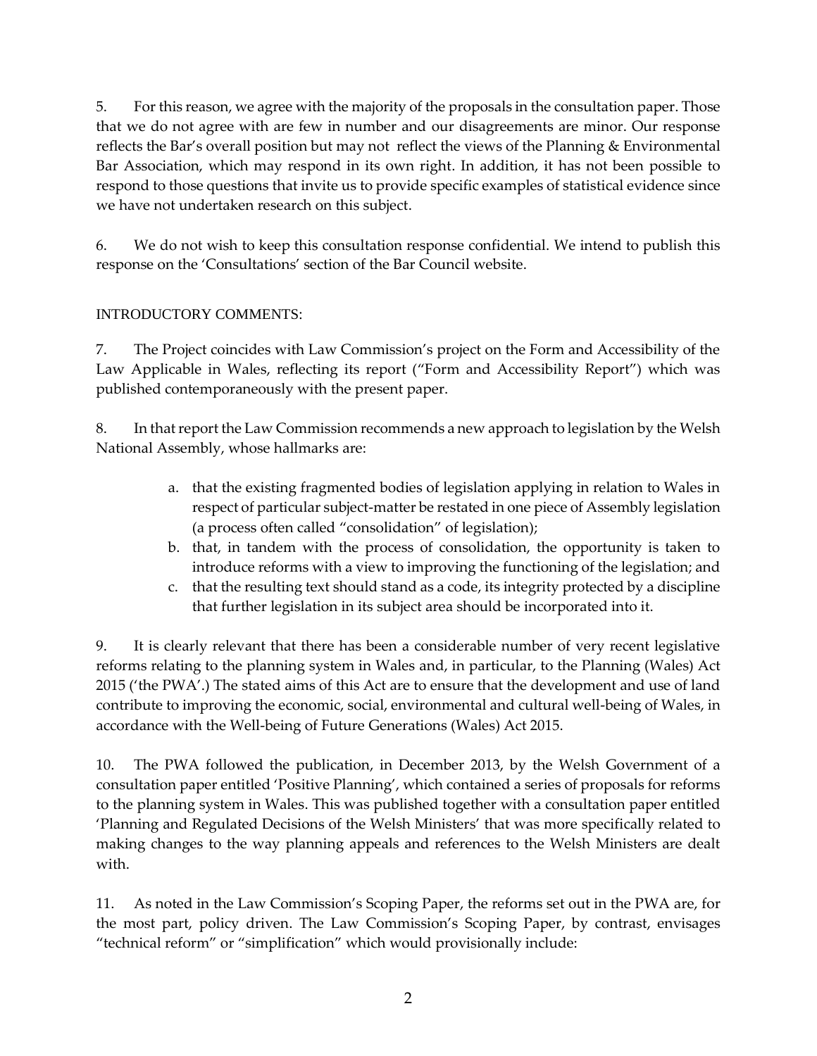5. For this reason, we agree with the majority of the proposals in the consultation paper. Those that we do not agree with are few in number and our disagreements are minor. Our response reflects the Bar's overall position but may not reflect the views of the Planning & Environmental Bar Association, which may respond in its own right. In addition, it has not been possible to respond to those questions that invite us to provide specific examples of statistical evidence since we have not undertaken research on this subject.

6. We do not wish to keep this consultation response confidential. We intend to publish this response on the 'Consultations' section of the Bar Council website.

INTRODUCTORY COMMENTS:

7. The Project coincides with Law Commission's project on the Form and Accessibility of the Law Applicable in Wales, reflecting its report ("Form and Accessibility Report") which was published contemporaneously with the present paper.

8. In that report the Law Commission recommends a new approach to legislation by the Welsh National Assembly, whose hallmarks are:

a. that the existing fragmented bodies of legislation applying in relation to Wales in respect of particular subject-matter be restated in one piece of Assembly legislation (a process often called "consolidation" of legislation);
b. that, in tandem with the process of consolidation, the opportunity is taken to introduce reforms with a view to improving the functioning of the legislation; and
c. that the resulting text should stand as a code, its integrity protected by a discipline that further legislation in its subject area should be incorporated into it.

9. It is clearly relevant that there has been a considerable number of very recent legislative reforms relating to the planning system in Wales and, in particular, to the Planning (Wales) Act 2015 ('the PWA'.) The stated aims of this Act are to ensure that the development and use of land contribute to improving the economic, social, environmental and cultural well-being of Wales, in accordance with the Well-being of Future Generations (Wales) Act 2015.

10. The PWA followed the publication, in December 2013, by the Welsh Government of a consultation paper entitled 'Positive Planning', which contained a series of proposals for reforms to the planning system in Wales. This was published together with a consultation paper entitled 'Planning and Regulated Decisions of the Welsh Ministers' that was more specifically related to making changes to the way planning appeals and references to the Welsh Ministers are dealt with.

11. As noted in the Law Commission's Scoping Paper, the reforms set out in the PWA are, for the most part, policy driven. The Law Commission's Scoping Paper, by contrast, envisages "technical reform" or "simplification" which would provisionally include: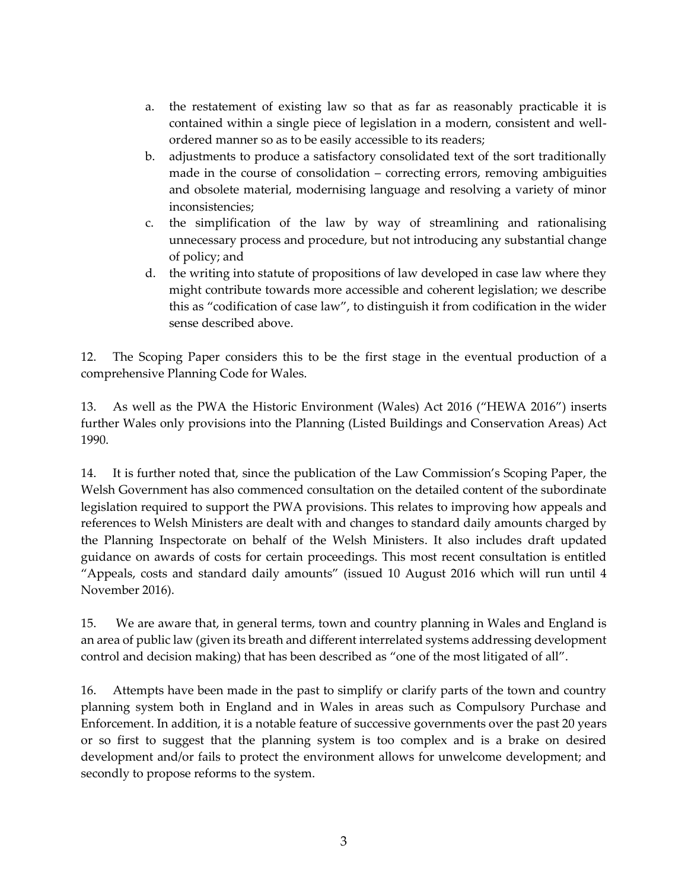a. the restatement of existing law so that as far as reasonably practicable it is contained within a single piece of legislation in a modern, consistent and well-ordered manner so as to be easily accessible to its readers;
b. adjustments to produce a satisfactory consolidated text of the sort traditionally made in the course of consolidation – correcting errors, removing ambiguities and obsolete material, modernising language and resolving a variety of minor inconsistencies;
c. the simplification of the law by way of streamlining and rationalising unnecessary process and procedure, but not introducing any substantial change of policy; and
d. the writing into statute of propositions of law developed in case law where they might contribute towards more accessible and coherent legislation; we describe this as "codification of case law", to distinguish it from codification in the wider sense described above.

12. The Scoping Paper considers this to be the first stage in the eventual production of a comprehensive Planning Code for Wales.

13. As well as the PWA the Historic Environment (Wales) Act 2016 ("HEWA 2016") inserts further Wales only provisions into the Planning (Listed Buildings and Conservation Areas) Act 1990.

14. It is further noted that, since the publication of the Law Commission's Scoping Paper, the Welsh Government has also commenced consultation on the detailed content of the subordinate legislation required to support the PWA provisions. This relates to improving how appeals and references to Welsh Ministers are dealt with and changes to standard daily amounts charged by the Planning Inspectorate on behalf of the Welsh Ministers. It also includes draft updated guidance on awards of costs for certain proceedings. This most recent consultation is entitled "Appeals, costs and standard daily amounts" (issued 10 August 2016 which will run until 4 November 2016).

15. We are aware that, in general terms, town and country planning in Wales and England is an area of public law (given its breath and different interrelated systems addressing development control and decision making) that has been described as "one of the most litigated of all".

16. Attempts have been made in the past to simplify or clarify parts of the town and country planning system both in England and in Wales in areas such as Compulsory Purchase and Enforcement. In addition, it is a notable feature of successive governments over the past 20 years or so first to suggest that the planning system is too complex and is a brake on desired development and/or fails to protect the environment allows for unwelcome development; and secondly to propose reforms to the system.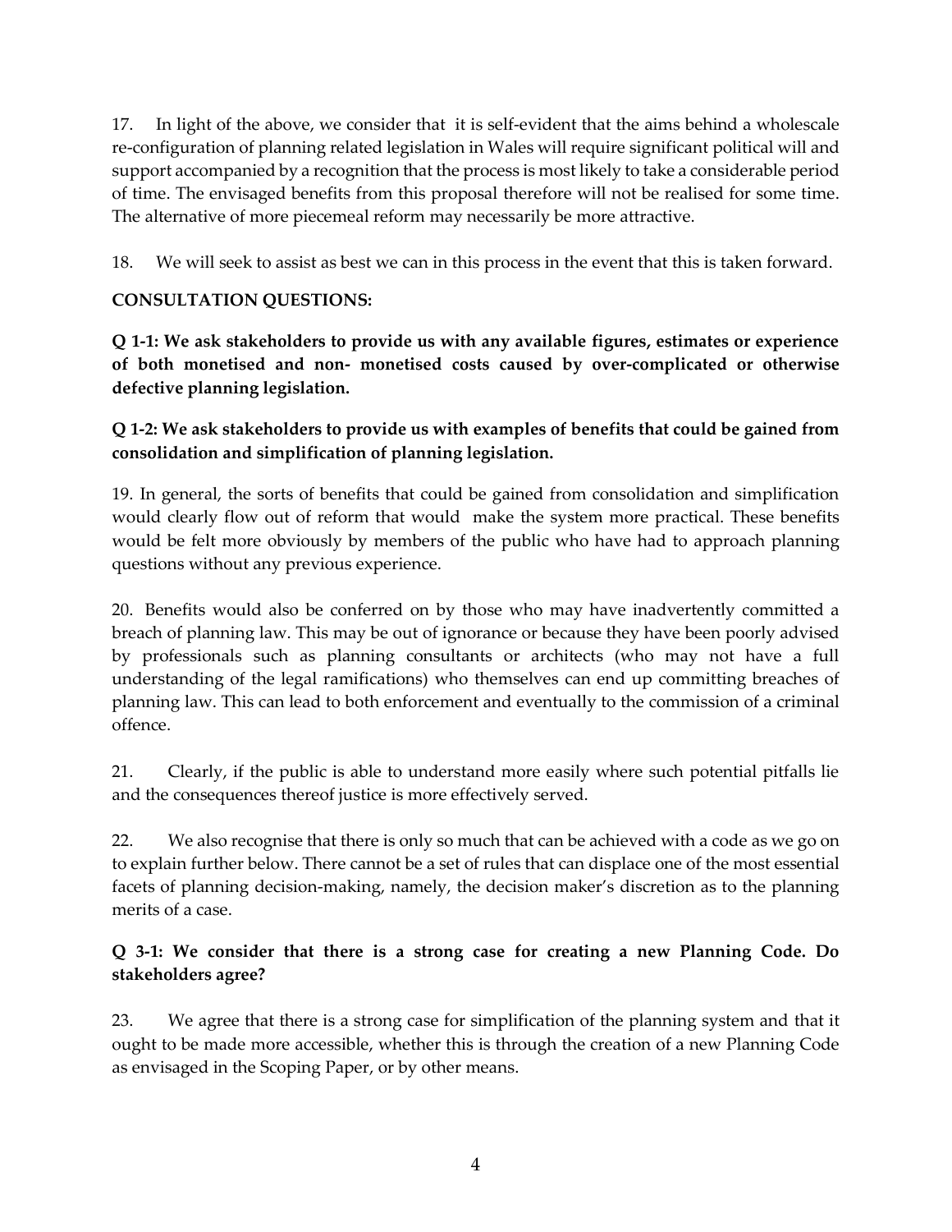17. In light of the above, we consider that it is self-evident that the aims behind a wholescale re-configuration of planning related legislation in Wales will require significant political will and support accompanied by a recognition that the process is most likely to take a considerable period of time. The envisaged benefits from this proposal therefore will not be realised for some time. The alternative of more piecemeal reform may necessarily be more attractive.

18. We will seek to assist as best we can in this process in the event that this is taken forward.

**CONSULTATION QUESTIONS:**

**Q 1-1: We ask stakeholders to provide us with any available figures, estimates or experience of both monetised and non- monetised costs caused by over-complicated or otherwise defective planning legislation.**

**Q 1-2: We ask stakeholders to provide us with examples of benefits that could be gained from consolidation and simplification of planning legislation.**

19. In general, the sorts of benefits that could be gained from consolidation and simplification would clearly flow out of reform that would make the system more practical. These benefits would be felt more obviously by members of the public who have had to approach planning questions without any previous experience.

20. Benefits would also be conferred on by those who may have inadvertently committed a breach of planning law. This may be out of ignorance or because they have been poorly advised by professionals such as planning consultants or architects (who may not have a full understanding of the legal ramifications) who themselves can end up committing breaches of planning law. This can lead to both enforcement and eventually to the commission of a criminal offence.

21. Clearly, if the public is able to understand more easily where such potential pitfalls lie and the consequences thereof justice is more effectively served.

22. We also recognise that there is only so much that can be achieved with a code as we go on to explain further below. There cannot be a set of rules that can displace one of the most essential facets of planning decision-making, namely, the decision maker's discretion as to the planning merits of a case.

**Q 3-1: We consider that there is a strong case for creating a new Planning Code. Do stakeholders agree?**

23. We agree that there is a strong case for simplification of the planning system and that it ought to be made more accessible, whether this is through the creation of a new Planning Code as envisaged in the Scoping Paper, or by other means.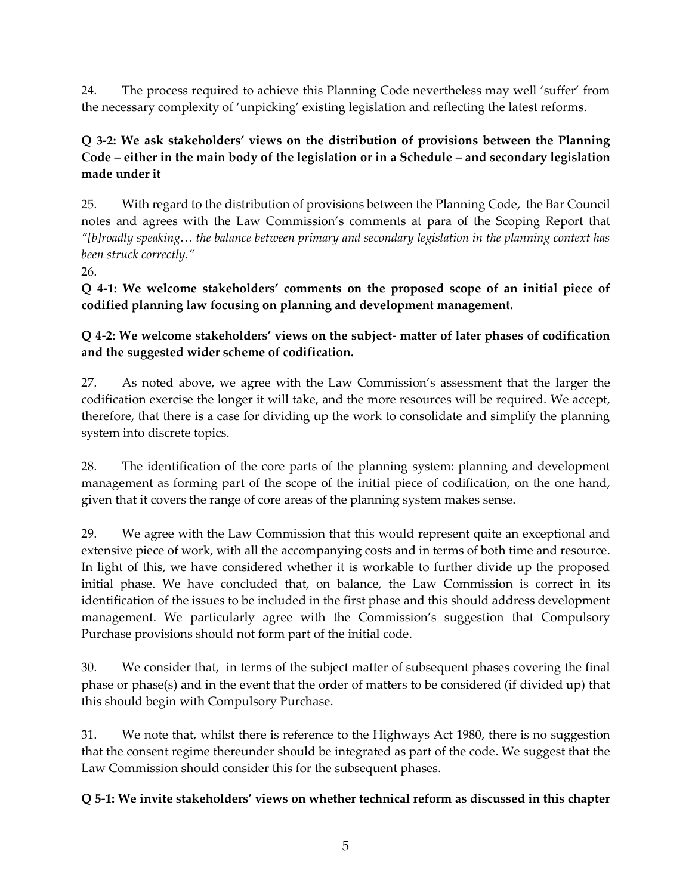24. The process required to achieve this Planning Code nevertheless may well 'suffer' from the necessary complexity of 'unpicking' existing legislation and reflecting the latest reforms.

**Q 3-2: We ask stakeholders' views on the distribution of provisions between the Planning Code – either in the main body of the legislation or in a Schedule – and secondary legislation made under it**

25. With regard to the distribution of provisions between the Planning Code, the Bar Council notes and agrees with the Law Commission's comments at para of the Scoping Report that *"[b]roadly speaking… the balance between primary and secondary legislation in the planning context has been struck correctly."*

26.

**Q 4-1: We welcome stakeholders' comments on the proposed scope of an initial piece of codified planning law focusing on planning and development management.**

**Q 4-2: We welcome stakeholders' views on the subject- matter of later phases of codification and the suggested wider scheme of codification.**

27. As noted above, we agree with the Law Commission's assessment that the larger the codification exercise the longer it will take, and the more resources will be required. We accept, therefore, that there is a case for dividing up the work to consolidate and simplify the planning system into discrete topics.

28. The identification of the core parts of the planning system: planning and development management as forming part of the scope of the initial piece of codification, on the one hand, given that it covers the range of core areas of the planning system makes sense.

29. We agree with the Law Commission that this would represent quite an exceptional and extensive piece of work, with all the accompanying costs and in terms of both time and resource. In light of this, we have considered whether it is workable to further divide up the proposed initial phase. We have concluded that, on balance, the Law Commission is correct in its identification of the issues to be included in the first phase and this should address development management. We particularly agree with the Commission's suggestion that Compulsory Purchase provisions should not form part of the initial code.

30. We consider that, in terms of the subject matter of subsequent phases covering the final phase or phase(s) and in the event that the order of matters to be considered (if divided up) that this should begin with Compulsory Purchase.

31. We note that, whilst there is reference to the Highways Act 1980, there is no suggestion that the consent regime thereunder should be integrated as part of the code. We suggest that the Law Commission should consider this for the subsequent phases.

**Q 5-1: We invite stakeholders' views on whether technical reform as discussed in this chapter**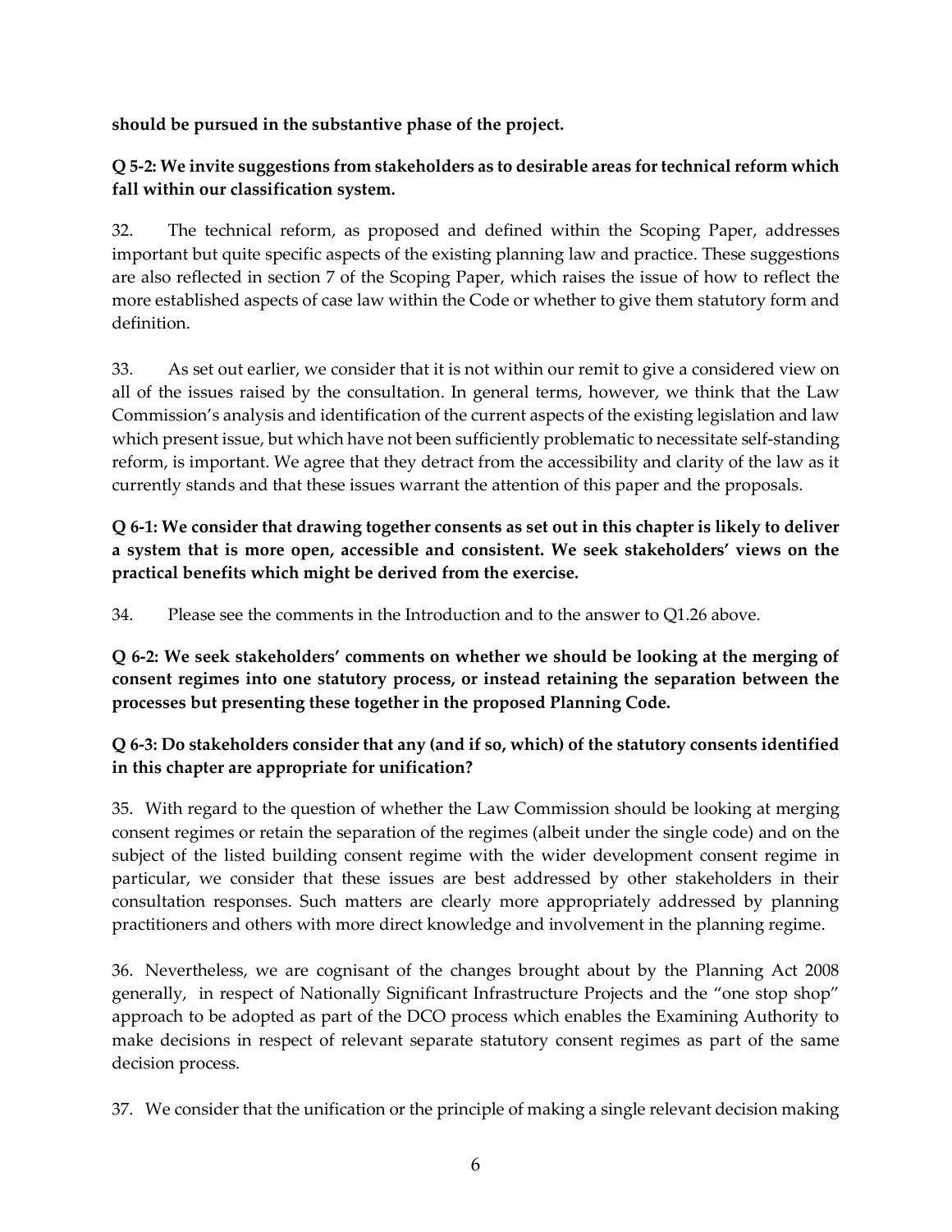**should be pursued in the substantive phase of the project.**

**Q 5-2: We invite suggestions from stakeholders as to desirable areas for technical reform which fall within our classification system.**

32. The technical reform, as proposed and defined within the Scoping Paper, addresses important but quite specific aspects of the existing planning law and practice. These suggestions are also reflected in section 7 of the Scoping Paper, which raises the issue of how to reflect the more established aspects of case law within the Code or whether to give them statutory form and definition.

33. As set out earlier, we consider that it is not within our remit to give a considered view on all of the issues raised by the consultation. In general terms, however, we think that the Law Commission's analysis and identification of the current aspects of the existing legislation and law which present issue, but which have not been sufficiently problematic to necessitate self-standing reform, is important. We agree that they detract from the accessibility and clarity of the law as it currently stands and that these issues warrant the attention of this paper and the proposals.

**Q 6-1: We consider that drawing together consents as set out in this chapter is likely to deliver a system that is more open, accessible and consistent. We seek stakeholders' views on the practical benefits which might be derived from the exercise.**

34. Please see the comments in the Introduction and to the answer to Q1.26 above.

**Q 6-2: We seek stakeholders' comments on whether we should be looking at the merging of consent regimes into one statutory process, or instead retaining the separation between the processes but presenting these together in the proposed Planning Code.**

**Q 6-3: Do stakeholders consider that any (and if so, which) of the statutory consents identified in this chapter are appropriate for unification?**

35. With regard to the question of whether the Law Commission should be looking at merging consent regimes or retain the separation of the regimes (albeit under the single code) and on the subject of the listed building consent regime with the wider development consent regime in particular, we consider that these issues are best addressed by other stakeholders in their consultation responses. Such matters are clearly more appropriately addressed by planning practitioners and others with more direct knowledge and involvement in the planning regime.

36. Nevertheless, we are cognisant of the changes brought about by the Planning Act 2008 generally, in respect of Nationally Significant Infrastructure Projects and the "one stop shop" approach to be adopted as part of the DCO process which enables the Examining Authority to make decisions in respect of relevant separate statutory consent regimes as part of the same decision process.

37. We consider that the unification or the principle of making a single relevant decision making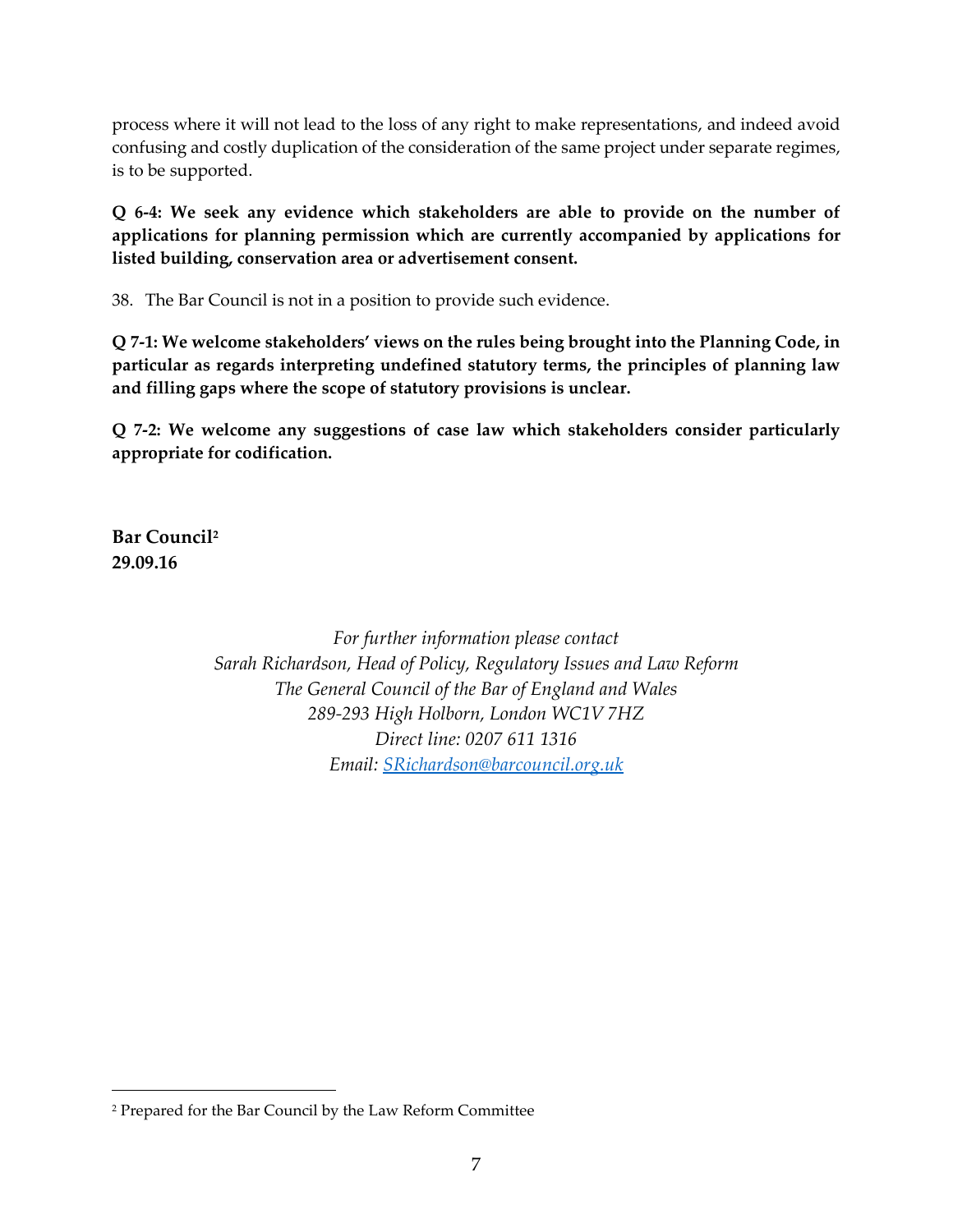process where it will not lead to the loss of any right to make representations, and indeed avoid confusing and costly duplication of the consideration of the same project under separate regimes, is to be supported.

**Q 6-4: We seek any evidence which stakeholders are able to provide on the number of applications for planning permission which are currently accompanied by applications for listed building, conservation area or advertisement consent.**

38. The Bar Council is not in a position to provide such evidence.

**Q 7-1: We welcome stakeholders' views on the rules being brought into the Planning Code, in particular as regards interpreting undefined statutory terms, the principles of planning law and filling gaps where the scope of statutory provisions is unclear.**

**Q 7-2: We welcome any suggestions of case law which stakeholders consider particularly appropriate for codification.**

**Bar Council[2]**
**29.09.16**

*For further information please contact*
*Sarah Richardson, Head of Policy, Regulatory Issues and Law Reform*
*The General Council of the Bar of England and Wales*
*289-293 High Holborn, London WC1V 7HZ*
*Direct line: 0207 611 1316*
*Email: [SRichardson@barcouncil.org.uk](mailto:SRichardson@barcouncil.org.uk)*

[2] Prepared for the Bar Council by the Law Reform Committee